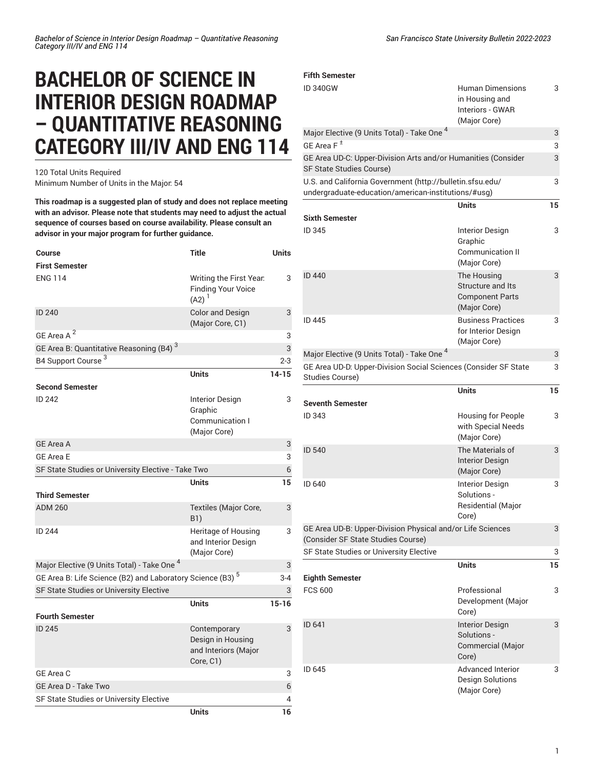# BACHELOR OF SCIENCE IN INTERIOR DESIGN ROADMAP – QUANTITATIVE REASONING CATEGORY III/IV AND ENG 114

120 Total Units Required
Minimum Number of Units in the Major: 54

**This roadmap is a suggested plan of study and does not replace meeting with an advisor. Please note that students may need to adjust the actual sequence of courses based on course availability. Please consult an advisor in your major program for further guidance.**

| Course | Title | Units |
|---|---|---|
| **First Semester** | | |
| ENG 114 | Writing the First Year: Finding Your Voice (A2) [1] | 3 |
| ID 240 | Color and Design (Major Core, C1) | 3 |
| GE Area A [2] | | 3 |
| GE Area B: Quantitative Reasoning (B4) [3] | | 3 |
| B4 Support Course [3] | | 2-3 |
| | **Units** | **14-15** |
| **Second Semester** | | |
| ID 242 | Interior Design Graphic Communication I (Major Core) | 3 |
| GE Area A | | 3 |
| GE Area E | | 3 |
| SF State Studies or University Elective - Take Two | | 6 |
| | **Units** | **15** |
| **Third Semester** | | |
| ADM 260 | Textiles (Major Core, B1) | 3 |
| ID 244 | Heritage of Housing and Interior Design (Major Core) | 3 |
| Major Elective (9 Units Total) - Take One [4] | | 3 |
| GE Area B: Life Science (B2) and Laboratory Science (B3) [5] | | 3-4 |
| SF State Studies or University Elective | | 3 |
| | **Units** | **15-16** |
| **Fourth Semester** | | |
| ID 245 | Contemporary Design in Housing and Interiors (Major Core, C1) | 3 |
| GE Area C | | 3 |
| GE Area D - Take Two | | 6 |
| SF State Studies or University Elective | | 4 |
| | **Units** | **16** |
| **Fifth Semester** | | |
| ID 340GW | Human Dimensions in Housing and Interiors - GWAR (Major Core) | 3 |
| Major Elective (9 Units Total) - Take One [4] | | 3 |
| GE Area F [±] | | 3 |
| GE Area UD-C: Upper-Division Arts and/or Humanities (Consider SF State Studies Course) | | 3 |
| U.S. and California Government (http://bulletin.sfsu.edu/undergraduate-education/american-institutions/#usg) | | 3 |
| | **Units** | **15** |
| **Sixth Semester** | | |
| ID 345 | Interior Design Graphic Communication II (Major Core) | 3 |
| ID 440 | The Housing Structure and Its Component Parts (Major Core) | 3 |
| ID 445 | Business Practices for Interior Design (Major Core) | 3 |
| Major Elective (9 Units Total) - Take One [4] | | 3 |
| GE Area UD-D: Upper-Division Social Sciences (Consider SF State Studies Course) | | 3 |
| | **Units** | **15** |
| **Seventh Semester** | | |
| ID 343 | Housing for People with Special Needs (Major Core) | 3 |
| ID 540 | The Materials of Interior Design (Major Core) | 3 |
| ID 640 | Interior Design Solutions - Residential (Major Core) | 3 |
| GE Area UD-B: Upper-Division Physical and/or Life Sciences (Consider SF State Studies Course) | | 3 |
| SF State Studies or University Elective | | 3 |
| | **Units** | **15** |
| **Eighth Semester** | | |
| FCS 600 | Professional Development (Major Core) | 3 |
| ID 641 | Interior Design Solutions - Commercial (Major Core) | 3 |
| ID 645 | Advanced Interior Design Solutions (Major Core) | 3 |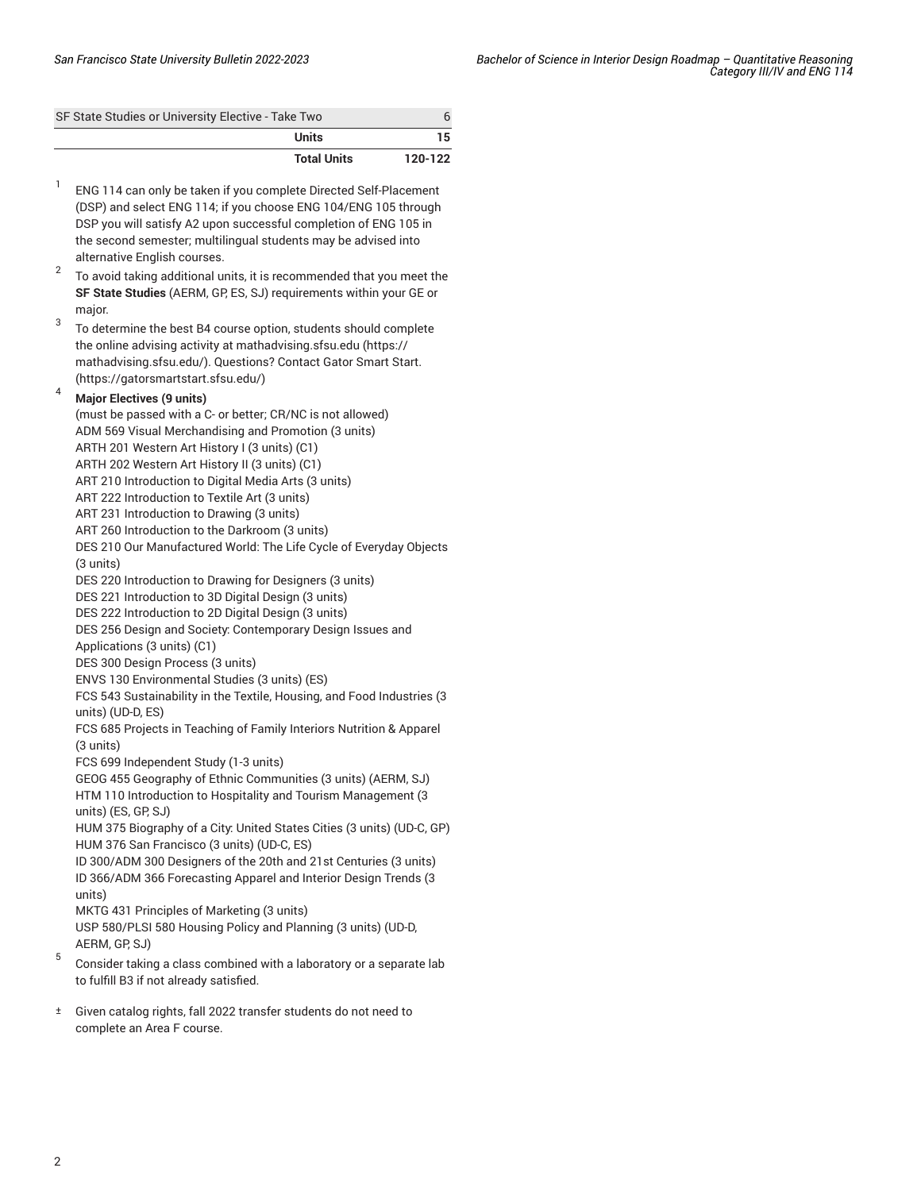| | |
|---|---|
| SF State Studies or University Elective - Take Two | 6 |
| **Units** | **15** |
| **Total Units** | **120-122** |

1. ENG 114 can only be taken if you complete Directed Self-Placement (DSP) and select ENG 114; if you choose ENG 104/ENG 105 through DSP you will satisfy A2 upon successful completion of ENG 105 in the second semester; multilingual students may be advised into alternative English courses.

2. To avoid taking additional units, it is recommended that you meet the **SF State Studies** (AERM, GP, ES, SJ) requirements within your GE or major.

3. To determine the best B4 course option, students should complete the online advising activity at mathadvising.sfsu.edu (https://mathadvising.sfsu.edu/). Questions? Contact Gator Smart Start. (https://gatorsmartstart.sfsu.edu/)

4. **Major Electives (9 units)**
(must be passed with a C- or better; CR/NC is not allowed)
ADM 569 Visual Merchandising and Promotion (3 units)
ARTH 201 Western Art History I (3 units) (C1)
ARTH 202 Western Art History II (3 units) (C1)
ART 210 Introduction to Digital Media Arts (3 units)
ART 222 Introduction to Textile Art (3 units)
ART 231 Introduction to Drawing (3 units)
ART 260 Introduction to the Darkroom (3 units)
DES 210 Our Manufactured World: The Life Cycle of Everyday Objects (3 units)
DES 220 Introduction to Drawing for Designers (3 units)
DES 221 Introduction to 3D Digital Design (3 units)
DES 222 Introduction to 2D Digital Design (3 units)
DES 256 Design and Society: Contemporary Design Issues and Applications (3 units) (C1)
DES 300 Design Process (3 units)
ENVS 130 Environmental Studies (3 units) (ES)
FCS 543 Sustainability in the Textile, Housing, and Food Industries (3 units) (UD-D, ES)
FCS 685 Projects in Teaching of Family Interiors Nutrition & Apparel (3 units)
FCS 699 Independent Study (1-3 units)
GEOG 455 Geography of Ethnic Communities (3 units) (AERM, SJ)
HTM 110 Introduction to Hospitality and Tourism Management (3 units) (ES, GP, SJ)
HUM 375 Biography of a City: United States Cities (3 units) (UD-C, GP)
HUM 376 San Francisco (3 units) (UD-C, ES)
ID 300/ADM 300 Designers of the 20th and 21st Centuries (3 units)
ID 366/ADM 366 Forecasting Apparel and Interior Design Trends (3 units)
MKTG 431 Principles of Marketing (3 units)
USP 580/PLSI 580 Housing Policy and Planning (3 units) (UD-D, AERM, GP, SJ)

5. Consider taking a class combined with a laboratory or a separate lab to fulfill B3 if not already satisfied.

± Given catalog rights, fall 2022 transfer students do not need to complete an Area F course.